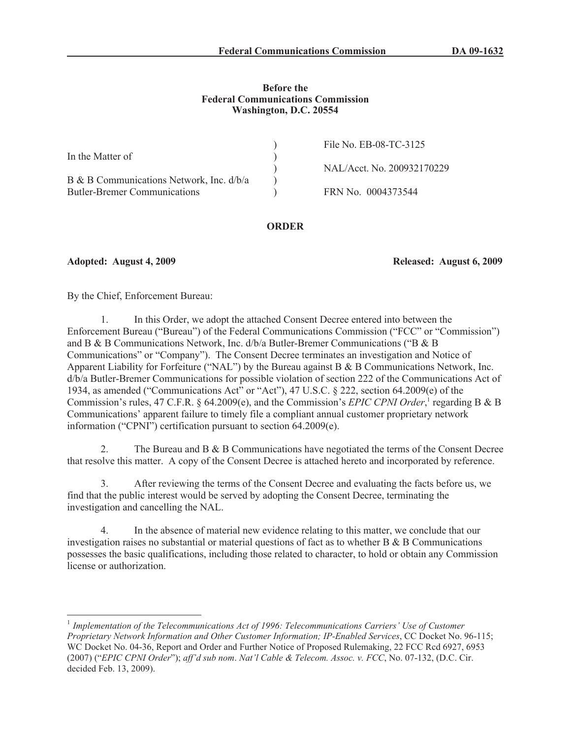**Before the**
**Federal Communications Commission**
**Washington, D.C. 20554**

| | | |
|---|---|---|
| In the Matter of | ) | File No. EB-08-TC-3125 |
| | ) | |
| B & B Communications Network, Inc. d/b/a | ) | NAL/Acct. No. 200932170229 |
| Butler-Bremer Communications | ) | |
| | ) | FRN No. 0004373544 |

**ORDER**

**Adopted: August 4, 2009** **Released: August 6, 2009**

By the Chief, Enforcement Bureau:

1. In this Order, we adopt the attached Consent Decree entered into between the Enforcement Bureau ("Bureau") of the Federal Communications Commission ("FCC" or "Commission") and B & B Communications Network, Inc. d/b/a Butler-Bremer Communications ("B & B Communications" or "Company"). The Consent Decree terminates an investigation and Notice of Apparent Liability for Forfeiture ("NAL") by the Bureau against B & B Communications Network, Inc. d/b/a Butler-Bremer Communications for possible violation of section 222 of the Communications Act of 1934, as amended ("Communications Act" or "Act"), 47 U.S.C. § 222, section 64.2009(e) of the Commission's rules, 47 C.F.R. § 64.2009(e), and the Commission's *EPIC CPNI Order*,[1] regarding B & B Communications' apparent failure to timely file a compliant annual customer proprietary network information ("CPNI") certification pursuant to section 64.2009(e).

2. The Bureau and B & B Communications have negotiated the terms of the Consent Decree that resolve this matter. A copy of the Consent Decree is attached hereto and incorporated by reference.

3. After reviewing the terms of the Consent Decree and evaluating the facts before us, we find that the public interest would be served by adopting the Consent Decree, terminating the investigation and cancelling the NAL.

4. In the absence of material new evidence relating to this matter, we conclude that our investigation raises no substantial or material questions of fact as to whether B & B Communications possesses the basic qualifications, including those related to character, to hold or obtain any Commission license or authorization.

---

[1] *Implementation of the Telecommunications Act of 1996: Telecommunications Carriers' Use of Customer Proprietary Network Information and Other Customer Information; IP-Enabled Services*, CC Docket No. 96-115; WC Docket No. 04-36, Report and Order and Further Notice of Proposed Rulemaking, 22 FCC Rcd 6927, 6953 (2007) ("*EPIC CPNI Order*"); *aff'd sub nom*. *Nat'l Cable & Telecom. Assoc. v. FCC*, No. 07-132, (D.C. Cir. decided Feb. 13, 2009).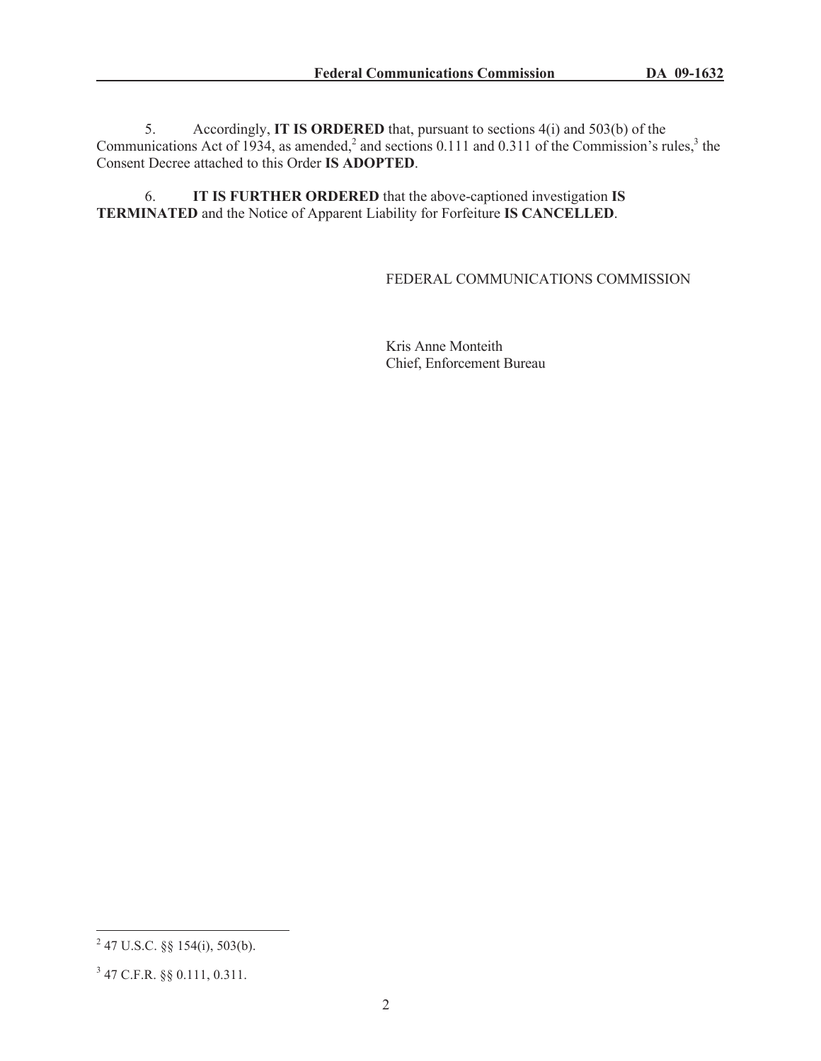5. Accordingly, **IT IS ORDERED** that, pursuant to sections 4(i) and 503(b) of the Communications Act of 1934, as amended,[2] and sections 0.111 and 0.311 of the Commission's rules,[3] the Consent Decree attached to this Order **IS ADOPTED**.

6. **IT IS FURTHER ORDERED** that the above-captioned investigation **IS TERMINATED** and the Notice of Apparent Liability for Forfeiture **IS CANCELLED**.

FEDERAL COMMUNICATIONS COMMISSION

Kris Anne Monteith
Chief, Enforcement Bureau

---

[2] 47 U.S.C. §§ 154(i), 503(b).

[3] 47 C.F.R. §§ 0.111, 0.311.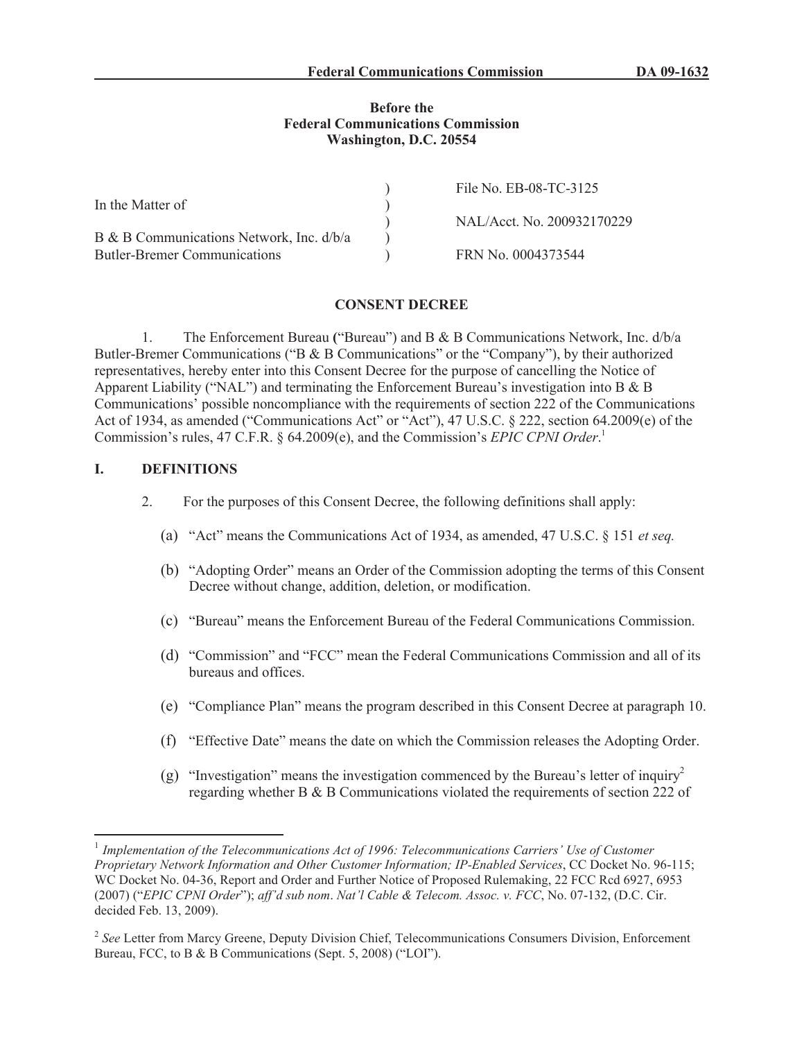Before the
Federal Communications Commission
Washington, D.C. 20554

| | | |
|---|---|---|
| In the Matter of | ) | File No. EB-08-TC-3125 |
| | ) | |
| | ) | NAL/Acct. No. 200932170229 |
| B & B Communications Network, Inc. d/b/a | ) | |
| Butler-Bremer Communications | ) | FRN No. 0004373544 |

## CONSENT DECREE

1. The Enforcement Bureau ("Bureau") and B & B Communications Network, Inc. d/b/a Butler-Bremer Communications ("B & B Communications" or the "Company"), by their authorized representatives, hereby enter into this Consent Decree for the purpose of cancelling the Notice of Apparent Liability ("NAL") and terminating the Enforcement Bureau's investigation into B & B Communications' possible noncompliance with the requirements of section 222 of the Communications Act of 1934, as amended ("Communications Act" or "Act"), 47 U.S.C. § 222, section 64.2009(e) of the Commission's rules, 47 C.F.R. § 64.2009(e), and the Commission's *EPIC CPNI Order*.[1]

## I. DEFINITIONS

2. For the purposes of this Consent Decree, the following definitions shall apply:

(a) "Act" means the Communications Act of 1934, as amended, 47 U.S.C. § 151 *et seq.*

(b) "Adopting Order" means an Order of the Commission adopting the terms of this Consent Decree without change, addition, deletion, or modification.

(c) "Bureau" means the Enforcement Bureau of the Federal Communications Commission.

(d) "Commission" and "FCC" mean the Federal Communications Commission and all of its bureaus and offices.

(e) "Compliance Plan" means the program described in this Consent Decree at paragraph 10.

(f) "Effective Date" means the date on which the Commission releases the Adopting Order.

(g) "Investigation" means the investigation commenced by the Bureau's letter of inquiry[2] regarding whether B & B Communications violated the requirements of section 222 of

---

[1] *Implementation of the Telecommunications Act of 1996: Telecommunications Carriers' Use of Customer Proprietary Network Information and Other Customer Information; IP-Enabled Services*, CC Docket No. 96-115; WC Docket No. 04-36, Report and Order and Further Notice of Proposed Rulemaking, 22 FCC Rcd 6927, 6953 (2007) ("*EPIC CPNI Order*"); *aff'd sub nom*. *Nat'l Cable & Telecom. Assoc. v. FCC*, No. 07-132, (D.C. Cir. decided Feb. 13, 2009).

[2] *See* Letter from Marcy Greene, Deputy Division Chief, Telecommunications Consumers Division, Enforcement Bureau, FCC, to B & B Communications (Sept. 5, 2008) ("LOI").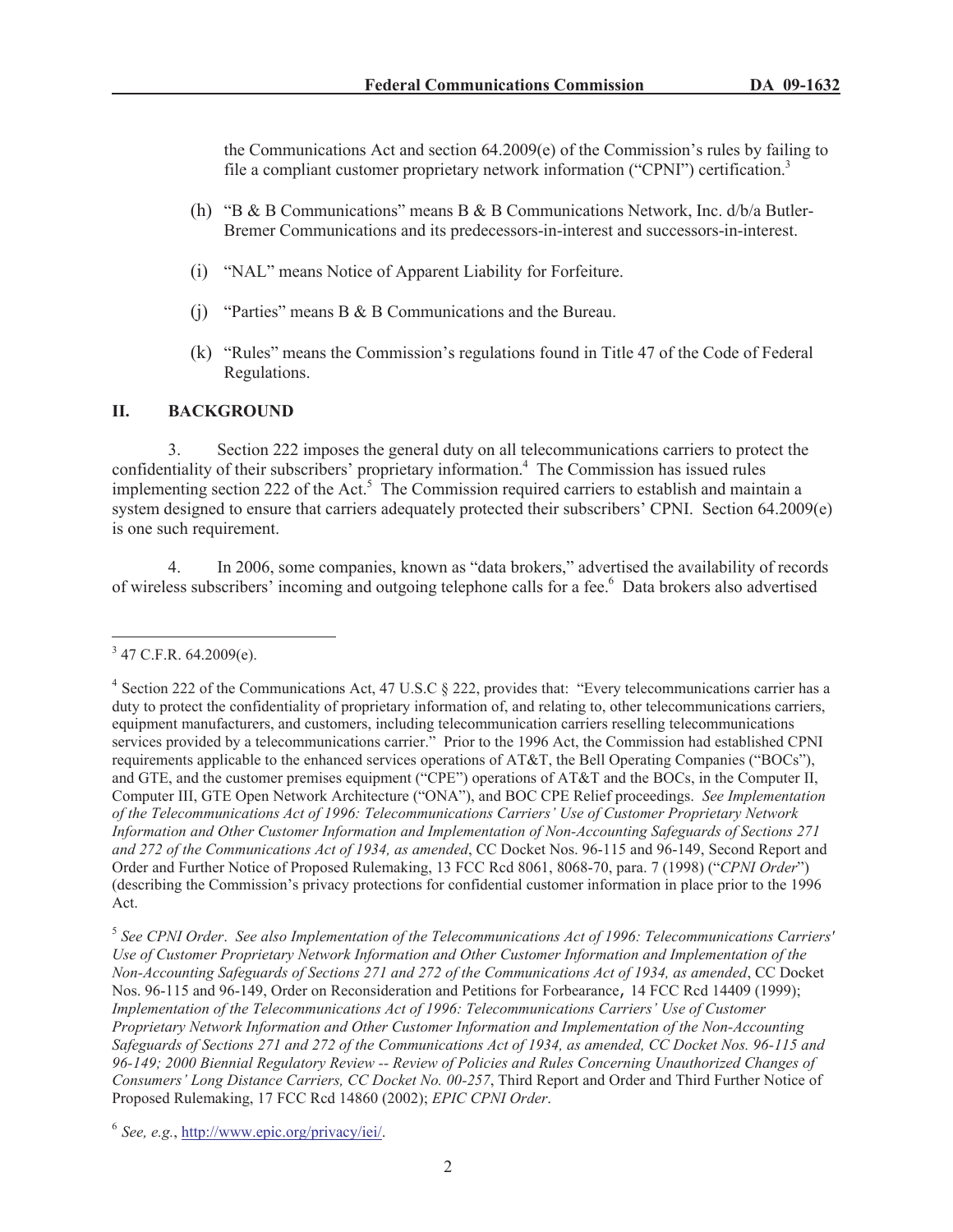the Communications Act and section 64.2009(e) of the Commission's rules by failing to file a compliant customer proprietary network information ("CPNI") certification.[3]

(h) "B & B Communications" means B & B Communications Network, Inc. d/b/a Butler-Bremer Communications and its predecessors-in-interest and successors-in-interest.

(i) "NAL" means Notice of Apparent Liability for Forfeiture.

(j) "Parties" means B & B Communications and the Bureau.

(k) "Rules" means the Commission's regulations found in Title 47 of the Code of Federal Regulations.

## II. BACKGROUND

3. Section 222 imposes the general duty on all telecommunications carriers to protect the confidentiality of their subscribers' proprietary information.[4] The Commission has issued rules implementing section 222 of the Act.[5] The Commission required carriers to establish and maintain a system designed to ensure that carriers adequately protected their subscribers' CPNI. Section 64.2009(e) is one such requirement.

4. In 2006, some companies, known as "data brokers," advertised the availability of records of wireless subscribers' incoming and outgoing telephone calls for a fee.[6] Data brokers also advertised

---

[3] 47 C.F.R. 64.2009(e).

[4] Section 222 of the Communications Act, 47 U.S.C § 222, provides that: "Every telecommunications carrier has a duty to protect the confidentiality of proprietary information of, and relating to, other telecommunications carriers, equipment manufacturers, and customers, including telecommunication carriers reselling telecommunications services provided by a telecommunications carrier." Prior to the 1996 Act, the Commission had established CPNI requirements applicable to the enhanced services operations of AT&T, the Bell Operating Companies ("BOCs"), and GTE, and the customer premises equipment ("CPE") operations of AT&T and the BOCs, in the Computer II, Computer III, GTE Open Network Architecture ("ONA"), and BOC CPE Relief proceedings. *See Implementation of the Telecommunications Act of 1996: Telecommunications Carriers' Use of Customer Proprietary Network Information and Other Customer Information and Implementation of Non-Accounting Safeguards of Sections 271 and 272 of the Communications Act of 1934, as amended*, CC Docket Nos. 96-115 and 96-149, Second Report and Order and Further Notice of Proposed Rulemaking, 13 FCC Rcd 8061, 8068-70, para. 7 (1998) ("*CPNI Order*") (describing the Commission's privacy protections for confidential customer information in place prior to the 1996 Act.

[5] *See CPNI Order*. *See also Implementation of the Telecommunications Act of 1996: Telecommunications Carriers' Use of Customer Proprietary Network Information and Other Customer Information and Implementation of the Non-Accounting Safeguards of Sections 271 and 272 of the Communications Act of 1934, as amended*, CC Docket Nos. 96-115 and 96-149, Order on Reconsideration and Petitions for Forbearance, 14 FCC Rcd 14409 (1999); *Implementation of the Telecommunications Act of 1996: Telecommunications Carriers' Use of Customer Proprietary Network Information and Other Customer Information and Implementation of the Non-Accounting Safeguards of Sections 271 and 272 of the Communications Act of 1934, as amended, CC Docket Nos. 96-115 and 96-149; 2000 Biennial Regulatory Review -- Review of Policies and Rules Concerning Unauthorized Changes of Consumers' Long Distance Carriers, CC Docket No. 00-257*, Third Report and Order and Third Further Notice of Proposed Rulemaking, 17 FCC Rcd 14860 (2002); *EPIC CPNI Order*.

[6] *See, e.g.*, http://www.epic.org/privacy/iei/.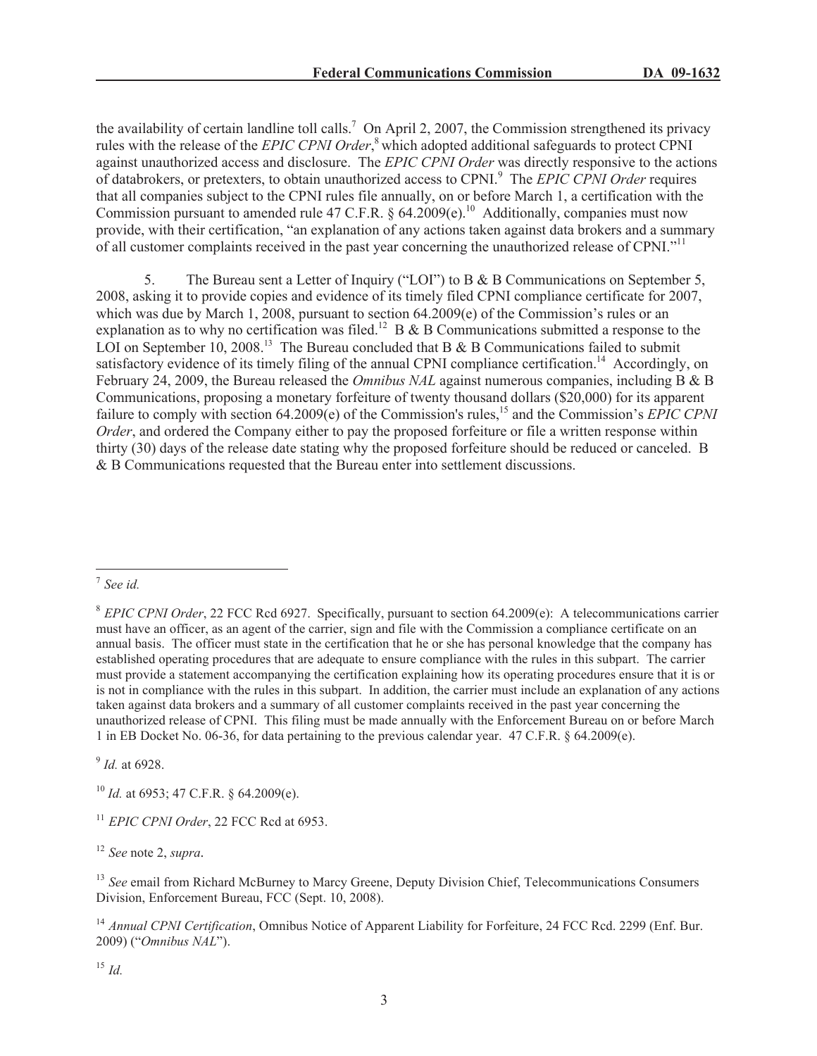the availability of certain landline toll calls.[7] On April 2, 2007, the Commission strengthened its privacy rules with the release of the *EPIC CPNI Order*,[8] which adopted additional safeguards to protect CPNI against unauthorized access and disclosure. The *EPIC CPNI Order* was directly responsive to the actions of databrokers, or pretexters, to obtain unauthorized access to CPNI.[9] The *EPIC CPNI Order* requires that all companies subject to the CPNI rules file annually, on or before March 1, a certification with the Commission pursuant to amended rule 47 C.F.R. § 64.2009(e).[10] Additionally, companies must now provide, with their certification, "an explanation of any actions taken against data brokers and a summary of all customer complaints received in the past year concerning the unauthorized release of CPNI."[11]

5. The Bureau sent a Letter of Inquiry ("LOI") to B & B Communications on September 5, 2008, asking it to provide copies and evidence of its timely filed CPNI compliance certificate for 2007, which was due by March 1, 2008, pursuant to section 64.2009(e) of the Commission's rules or an explanation as to why no certification was filed.[12] B & B Communications submitted a response to the LOI on September 10, 2008.[13] The Bureau concluded that B & B Communications failed to submit satisfactory evidence of its timely filing of the annual CPNI compliance certification.[14] Accordingly, on February 24, 2009, the Bureau released the *Omnibus NAL* against numerous companies, including B & B Communications, proposing a monetary forfeiture of twenty thousand dollars ($20,000) for its apparent failure to comply with section 64.2009(e) of the Commission's rules,[15] and the Commission's *EPIC CPNI Order*, and ordered the Company either to pay the proposed forfeiture or file a written response within thirty (30) days of the release date stating why the proposed forfeiture should be reduced or canceled. B & B Communications requested that the Bureau enter into settlement discussions.

---

[7] *See id.*

[8] *EPIC CPNI Order*, 22 FCC Rcd 6927. Specifically, pursuant to section 64.2009(e): A telecommunications carrier must have an officer, as an agent of the carrier, sign and file with the Commission a compliance certificate on an annual basis. The officer must state in the certification that he or she has personal knowledge that the company has established operating procedures that are adequate to ensure compliance with the rules in this subpart. The carrier must provide a statement accompanying the certification explaining how its operating procedures ensure that it is or is not in compliance with the rules in this subpart. In addition, the carrier must include an explanation of any actions taken against data brokers and a summary of all customer complaints received in the past year concerning the unauthorized release of CPNI. This filing must be made annually with the Enforcement Bureau on or before March 1 in EB Docket No. 06-36, for data pertaining to the previous calendar year. 47 C.F.R. § 64.2009(e).

[9] *Id.* at 6928.

[10] *Id.* at 6953; 47 C.F.R. § 64.2009(e).

[11] *EPIC CPNI Order*, 22 FCC Rcd at 6953.

[12] *See* note 2, *supra*.

[13] *See* email from Richard McBurney to Marcy Greene, Deputy Division Chief, Telecommunications Consumers Division, Enforcement Bureau, FCC (Sept. 10, 2008).

[14] *Annual CPNI Certification*, Omnibus Notice of Apparent Liability for Forfeiture, 24 FCC Rcd. 2299 (Enf. Bur. 2009) ("*Omnibus NAL*").

[15] *Id.*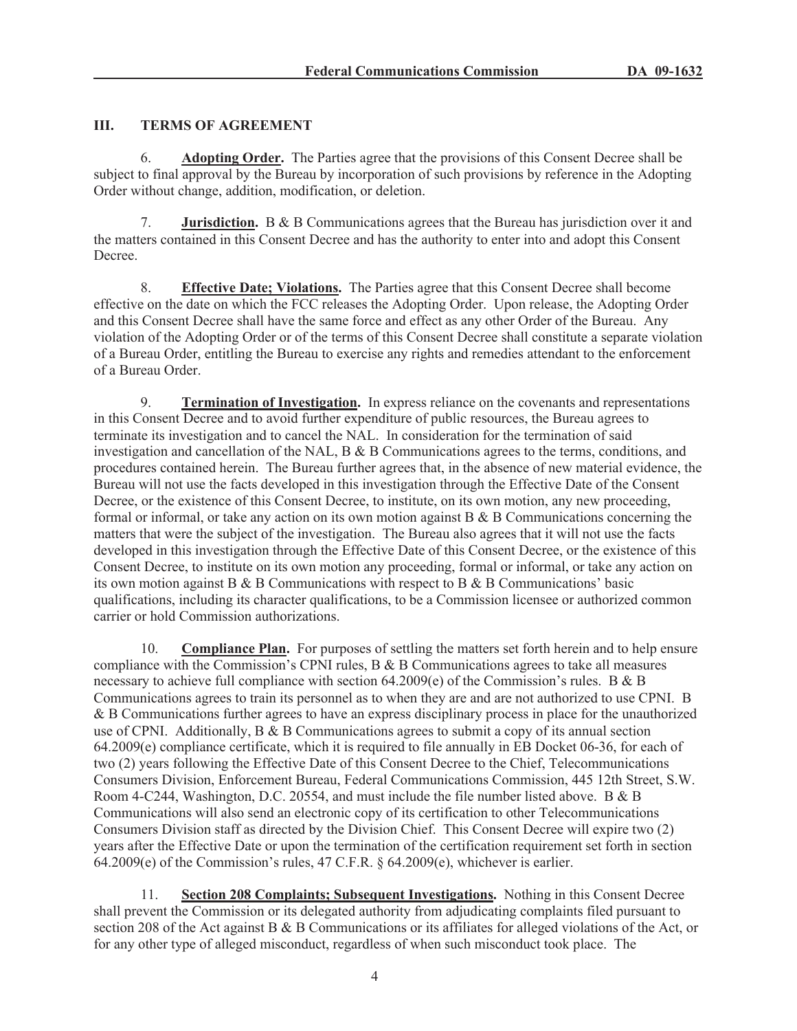## III. TERMS OF AGREEMENT

6. **Adopting Order.** The Parties agree that the provisions of this Consent Decree shall be subject to final approval by the Bureau by incorporation of such provisions by reference in the Adopting Order without change, addition, modification, or deletion.

7. **Jurisdiction.** B & B Communications agrees that the Bureau has jurisdiction over it and the matters contained in this Consent Decree and has the authority to enter into and adopt this Consent Decree.

8. **Effective Date; Violations.** The Parties agree that this Consent Decree shall become effective on the date on which the FCC releases the Adopting Order. Upon release, the Adopting Order and this Consent Decree shall have the same force and effect as any other Order of the Bureau. Any violation of the Adopting Order or of the terms of this Consent Decree shall constitute a separate violation of a Bureau Order, entitling the Bureau to exercise any rights and remedies attendant to the enforcement of a Bureau Order.

9. **Termination of Investigation.** In express reliance on the covenants and representations in this Consent Decree and to avoid further expenditure of public resources, the Bureau agrees to terminate its investigation and to cancel the NAL. In consideration for the termination of said investigation and cancellation of the NAL, B & B Communications agrees to the terms, conditions, and procedures contained herein. The Bureau further agrees that, in the absence of new material evidence, the Bureau will not use the facts developed in this investigation through the Effective Date of the Consent Decree, or the existence of this Consent Decree, to institute, on its own motion, any new proceeding, formal or informal, or take any action on its own motion against B & B Communications concerning the matters that were the subject of the investigation. The Bureau also agrees that it will not use the facts developed in this investigation through the Effective Date of this Consent Decree, or the existence of this Consent Decree, to institute on its own motion any proceeding, formal or informal, or take any action on its own motion against B & B Communications with respect to B & B Communications' basic qualifications, including its character qualifications, to be a Commission licensee or authorized common carrier or hold Commission authorizations.

10. **Compliance Plan.** For purposes of settling the matters set forth herein and to help ensure compliance with the Commission's CPNI rules, B & B Communications agrees to take all measures necessary to achieve full compliance with section 64.2009(e) of the Commission's rules. B & B Communications agrees to train its personnel as to when they are and are not authorized to use CPNI. B & B Communications further agrees to have an express disciplinary process in place for the unauthorized use of CPNI. Additionally, B & B Communications agrees to submit a copy of its annual section 64.2009(e) compliance certificate, which it is required to file annually in EB Docket 06-36, for each of two (2) years following the Effective Date of this Consent Decree to the Chief, Telecommunications Consumers Division, Enforcement Bureau, Federal Communications Commission, 445 12th Street, S.W. Room 4-C244, Washington, D.C. 20554, and must include the file number listed above. B & B Communications will also send an electronic copy of its certification to other Telecommunications Consumers Division staff as directed by the Division Chief. This Consent Decree will expire two (2) years after the Effective Date or upon the termination of the certification requirement set forth in section 64.2009(e) of the Commission's rules, 47 C.F.R. § 64.2009(e), whichever is earlier.

11. **Section 208 Complaints; Subsequent Investigations.** Nothing in this Consent Decree shall prevent the Commission or its delegated authority from adjudicating complaints filed pursuant to section 208 of the Act against B & B Communications or its affiliates for alleged violations of the Act, or for any other type of alleged misconduct, regardless of when such misconduct took place. The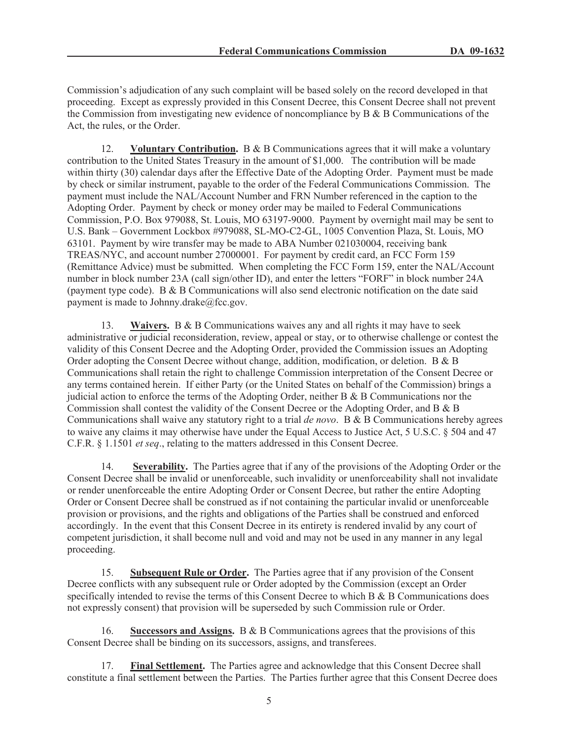Commission's adjudication of any such complaint will be based solely on the record developed in that proceeding. Except as expressly provided in this Consent Decree, this Consent Decree shall not prevent the Commission from investigating new evidence of noncompliance by B & B Communications of the Act, the rules, or the Order.

12. **Voluntary Contribution.** B & B Communications agrees that it will make a voluntary contribution to the United States Treasury in the amount of $1,000. The contribution will be made within thirty (30) calendar days after the Effective Date of the Adopting Order. Payment must be made by check or similar instrument, payable to the order of the Federal Communications Commission. The payment must include the NAL/Account Number and FRN Number referenced in the caption to the Adopting Order. Payment by check or money order may be mailed to Federal Communications Commission, P.O. Box 979088, St. Louis, MO 63197-9000. Payment by overnight mail may be sent to U.S. Bank – Government Lockbox #979088, SL-MO-C2-GL, 1005 Convention Plaza, St. Louis, MO 63101. Payment by wire transfer may be made to ABA Number 021030004, receiving bank TREAS/NYC, and account number 27000001. For payment by credit card, an FCC Form 159 (Remittance Advice) must be submitted. When completing the FCC Form 159, enter the NAL/Account number in block number 23A (call sign/other ID), and enter the letters "FORF" in block number 24A (payment type code). B & B Communications will also send electronic notification on the date said payment is made to Johnny.drake@fcc.gov.

13. **Waivers.** B & B Communications waives any and all rights it may have to seek administrative or judicial reconsideration, review, appeal or stay, or to otherwise challenge or contest the validity of this Consent Decree and the Adopting Order, provided the Commission issues an Adopting Order adopting the Consent Decree without change, addition, modification, or deletion. B & B Communications shall retain the right to challenge Commission interpretation of the Consent Decree or any terms contained herein. If either Party (or the United States on behalf of the Commission) brings a judicial action to enforce the terms of the Adopting Order, neither B & B Communications nor the Commission shall contest the validity of the Consent Decree or the Adopting Order, and B & B Communications shall waive any statutory right to a trial *de novo*. B & B Communications hereby agrees to waive any claims it may otherwise have under the Equal Access to Justice Act, 5 U.S.C. § 504 and 47 C.F.R. § 1.1501 *et seq*., relating to the matters addressed in this Consent Decree.

14. **Severability.** The Parties agree that if any of the provisions of the Adopting Order or the Consent Decree shall be invalid or unenforceable, such invalidity or unenforceability shall not invalidate or render unenforceable the entire Adopting Order or Consent Decree, but rather the entire Adopting Order or Consent Decree shall be construed as if not containing the particular invalid or unenforceable provision or provisions, and the rights and obligations of the Parties shall be construed and enforced accordingly. In the event that this Consent Decree in its entirety is rendered invalid by any court of competent jurisdiction, it shall become null and void and may not be used in any manner in any legal proceeding.

15. **Subsequent Rule or Order.** The Parties agree that if any provision of the Consent Decree conflicts with any subsequent rule or Order adopted by the Commission (except an Order specifically intended to revise the terms of this Consent Decree to which B & B Communications does not expressly consent) that provision will be superseded by such Commission rule or Order.

16. **Successors and Assigns.** B & B Communications agrees that the provisions of this Consent Decree shall be binding on its successors, assigns, and transferees.

17. **Final Settlement.** The Parties agree and acknowledge that this Consent Decree shall constitute a final settlement between the Parties. The Parties further agree that this Consent Decree does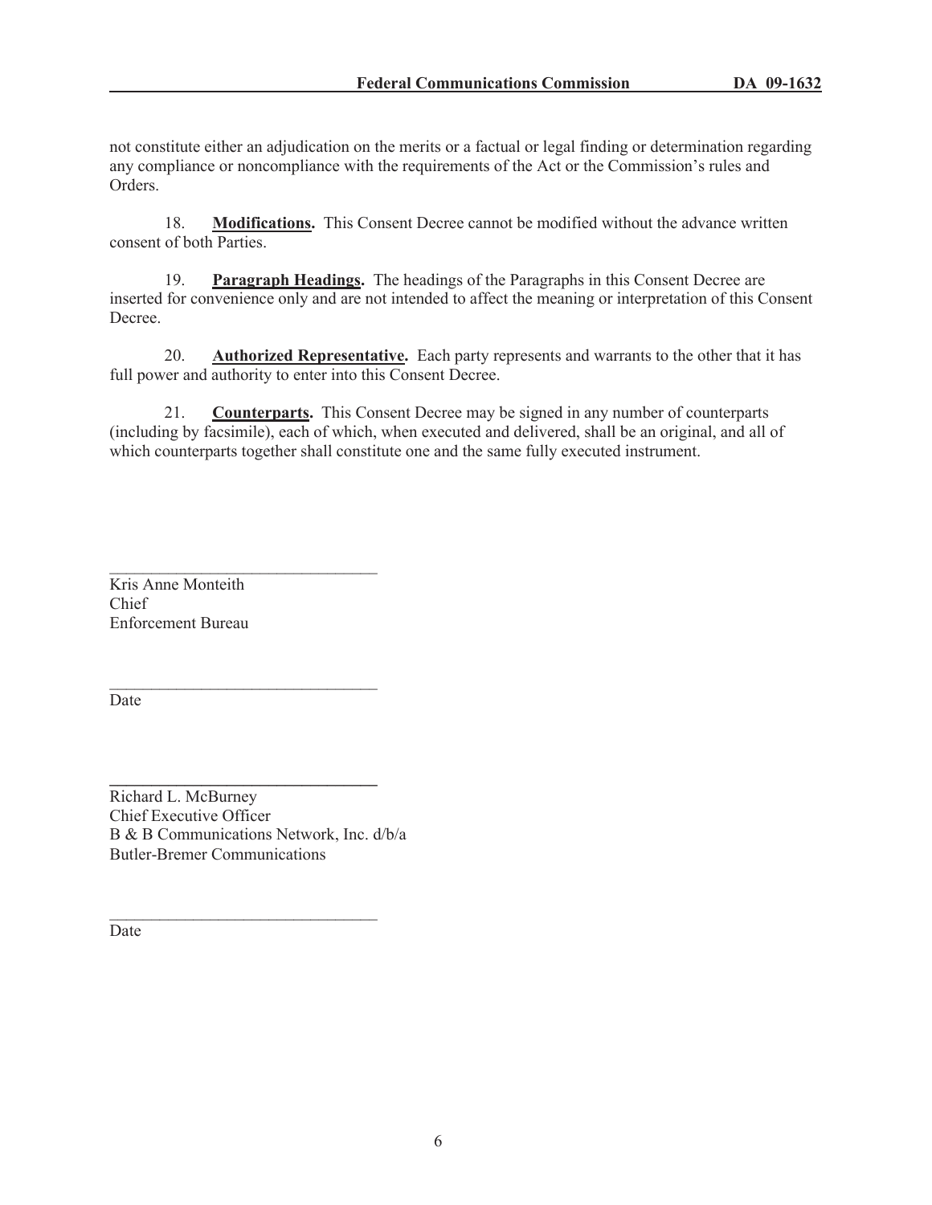not constitute either an adjudication on the merits or a factual or legal finding or determination regarding any compliance or noncompliance with the requirements of the Act or the Commission's rules and Orders.

18. **Modifications.** This Consent Decree cannot be modified without the advance written consent of both Parties.

19. **Paragraph Headings.** The headings of the Paragraphs in this Consent Decree are inserted for convenience only and are not intended to affect the meaning or interpretation of this Consent Decree.

20. **Authorized Representative.** Each party represents and warrants to the other that it has full power and authority to enter into this Consent Decree.

21. **Counterparts.** This Consent Decree may be signed in any number of counterparts (including by facsimile), each of which, when executed and delivered, shall be an original, and all of which counterparts together shall constitute one and the same fully executed instrument.

\_\_\_\_\_\_\_\_\_\_\_\_\_\_\_\_\_\_\_\_\_\_\_\_\_\_\_\_\_\_\_\_

Kris Anne Monteith
Chief
Enforcement Bureau

\_\_\_\_\_\_\_\_\_\_\_\_\_\_\_\_\_\_\_\_\_\_\_\_\_\_\_\_\_\_\_\_

Date

\_\_\_\_\_\_\_\_\_\_\_\_\_\_\_\_\_\_\_\_\_\_\_\_\_\_\_\_\_\_\_\_

Richard L. McBurney
Chief Executive Officer
B & B Communications Network, Inc. d/b/a
Butler-Bremer Communications

\_\_\_\_\_\_\_\_\_\_\_\_\_\_\_\_\_\_\_\_\_\_\_\_\_\_\_\_\_\_\_\_

Date